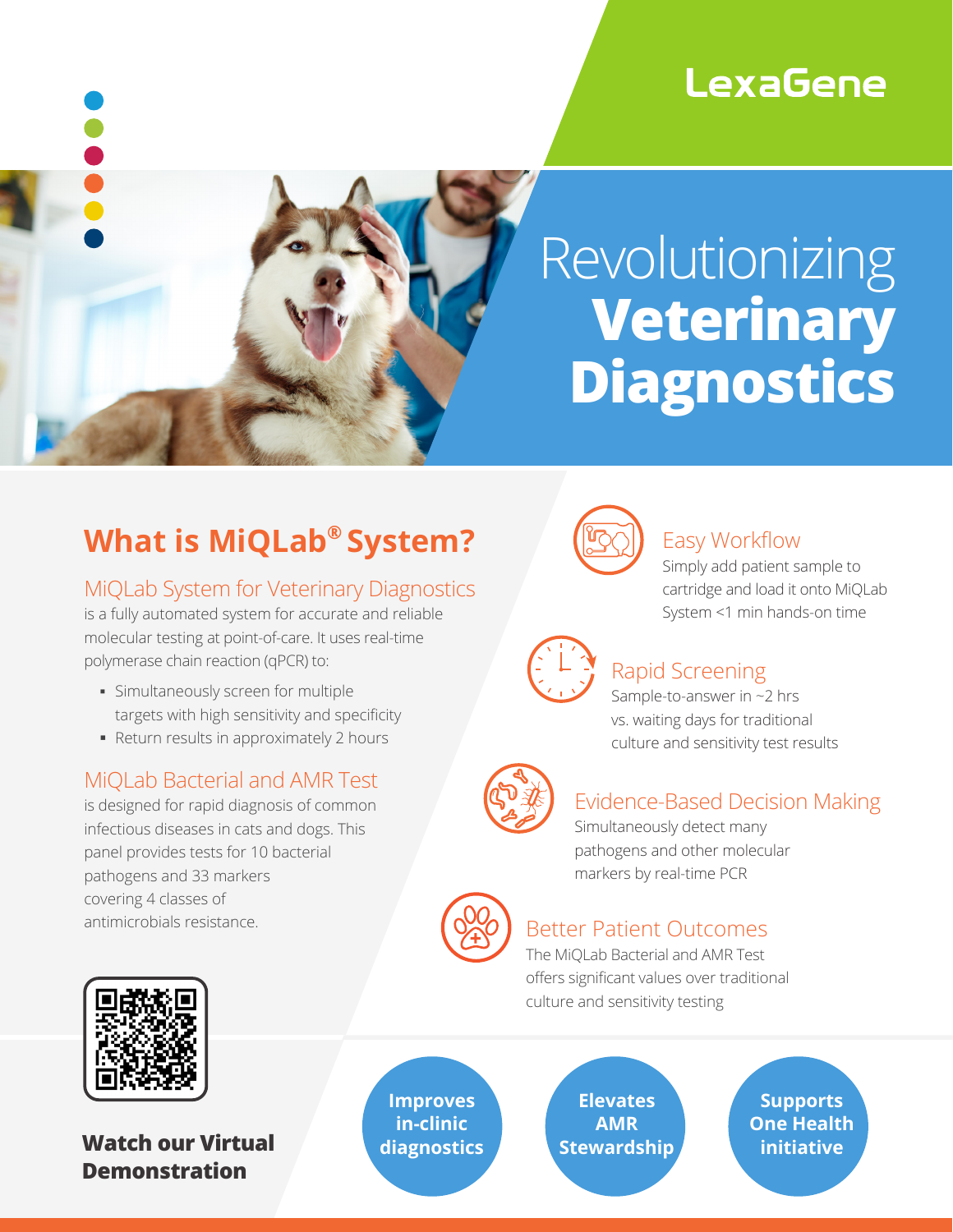LexaGene

# Revolutionizing **Veterinary Diagnostics**

## What is MiQLab® System?

### MiQLab System for Veterinary Diagnostics

is a fully automated system for accurate and reliable molecular testing at point-of-care. It uses real-time polymerase chain reaction (qPCR) to:

- Simultaneously screen for multiple targets with high sensitivity and specificity
- Return results in approximately 2 hours

### MiQLab Bacterial and AMR Test

is designed for rapid diagnosis of common infectious diseases in cats and dogs. This panel provides tests for 10 bacterial pathogens and 33 markers covering 4 classes of antimicrobials resistance.

### Easy Workflow

Simply add patient sample to cartridge and load it onto MiQLab System <1 min hands-on time

### Rapid Screening

Sample-to-answer in ~2 hrs vs. waiting days for traditional culture and sensitivity test results

### Evidence-Based Decision Making

Simultaneously detect many pathogens and other molecular markers by real-time PCR

### Better Patient Outcomes

The MiQLab Bacterial and AMR Test offers significant values over traditional culture and sensitivity testing

**Watch our Virtual Demonstration**

**Improves in-clinic diagnostics**

**Elevates AMR Stewardship**

**Supports One Health initiative**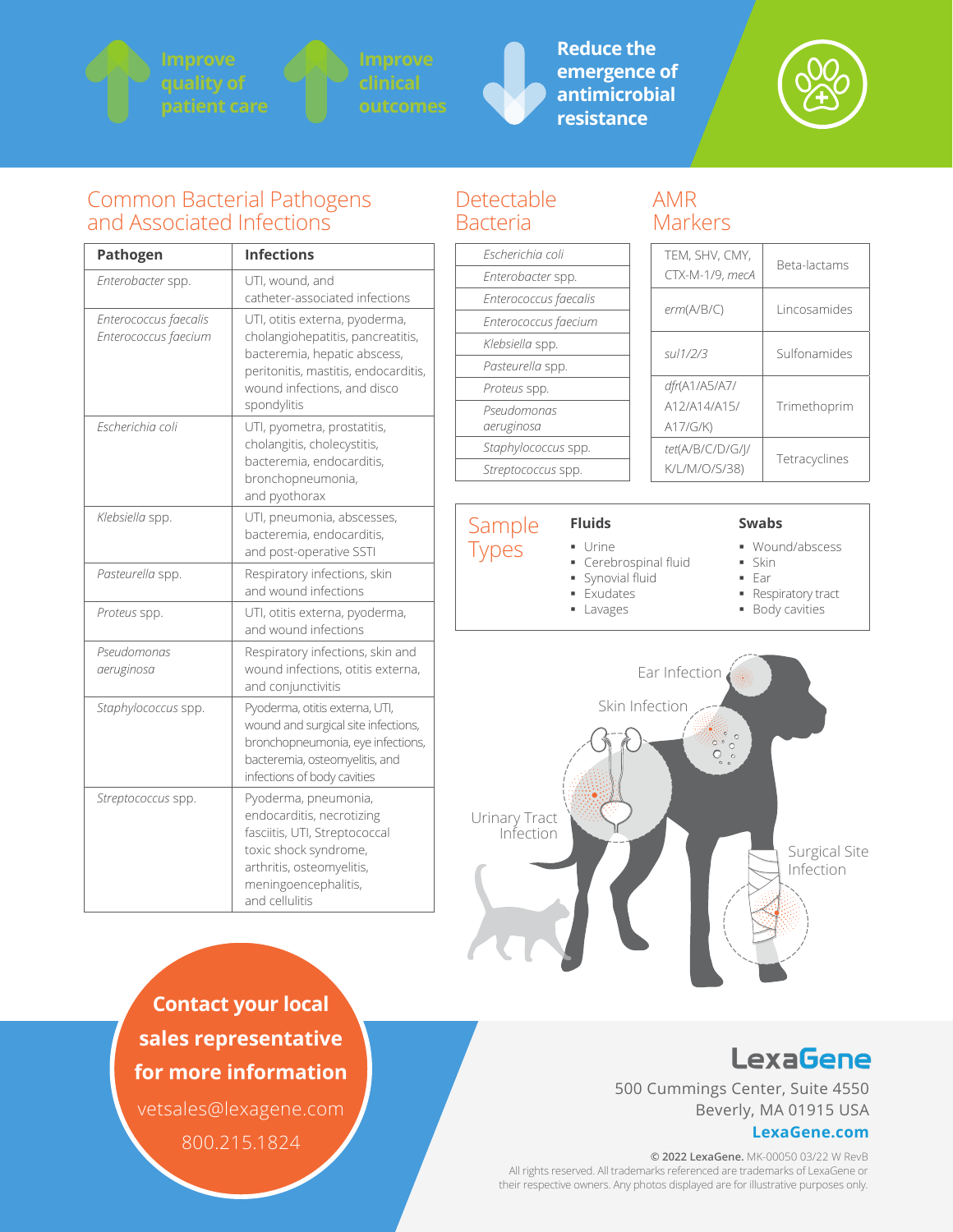Improve quality of patient care

Improve clinical outcomes

Reduce the emergence of antimicrobial resistance

## Common Bacterial Pathogens and Associated Infections

| Pathogen | Infections |
|---|---|
| *Enterobacter* spp. | UTI, wound, and catheter-associated infections |
| *Enterococcus faecalis* *Enterococcus faecium* | UTI, otitis externa, pyoderma, cholangiohepatitis, pancreatitis, bacteremia, hepatic abscess, peritonitis, mastitis, endocarditis, wound infections, and disco spondylitis |
| *Escherichia coli* | UTI, pyometra, prostatitis, cholangitis, cholecystitis, bacteremia, endocarditis, bronchopneumonia, and pyothorax |
| *Klebsiella* spp. | UTI, pneumonia, abscesses, bacteremia, endocarditis, and post-operative SSTI |
| *Pasteurella* spp. | Respiratory infections, skin and wound infections |
| *Proteus* spp. | UTI, otitis externa, pyoderma, and wound infections |
| *Pseudomonas aeruginosa* | Respiratory infections, skin and wound infections, otitis externa, and conjunctivitis |
| *Staphylococcus* spp. | Pyoderma, otitis externa, UTI, wound and surgical site infections, bronchopneumonia, eye infections, bacteremia, osteomyelitis, and infections of body cavities |
| *Streptococcus* spp. | Pyoderma, pneumonia, endocarditis, necrotizing fasciitis, UTI, Streptococcal toxic shock syndrome, arthritis, osteomyelitis, meningoencephalitis, and cellulitis |

## Detectable Bacteria

| |
|---|
| *Escherichia coli* |
| *Enterobacter* spp. |
| *Enterococcus faecalis* |
| *Enterococcus faecium* |
| *Klebsiella* spp. |
| *Pasteurella* spp. |
| *Proteus* spp. |
| *Pseudomonas aeruginosa* |
| *Staphylococcus* spp. |
| *Streptococcus* spp. |

## AMR Markers

| | |
|---|---|
| TEM, SHV, CMY, CTX-M-1/9, *mecA* | Beta-lactams |
| *erm*(A/B/C) | Lincosamides |
| *sul1/2/3* | Sulfonamides |
| *dfr*(A1/A5/A7/A12/A14/A15/A17/G/K) | Trimethoprim |
| *tet*(A/B/C/D/G/J/K/L/M/O/S/38) | Tetracyclines |

## Sample Types

**Fluids**

- Urine
- Cerebrospinal fluid
- Synovial fluid
- Exudates
- Lavages

**Swabs**

- Wound/abscess
- Skin
- Ear
- Respiratory tract
- Body cavities

Ear Infection

Skin Infection

Urinary Tract Infection

Surgical Site Infection

**Contact your local sales representative for more information**

vetsales@lexagene.com

800.215.1824

LexaGene

500 Cummings Center, Suite 4550
Beverly, MA 01915 USA

**LexaGene.com**

**© 2022 LexaGene.** MK-00050 03/22 W RevB
All rights reserved. All trademarks referenced are trademarks of LexaGene or their respective owners. Any photos displayed are for illustrative purposes only.